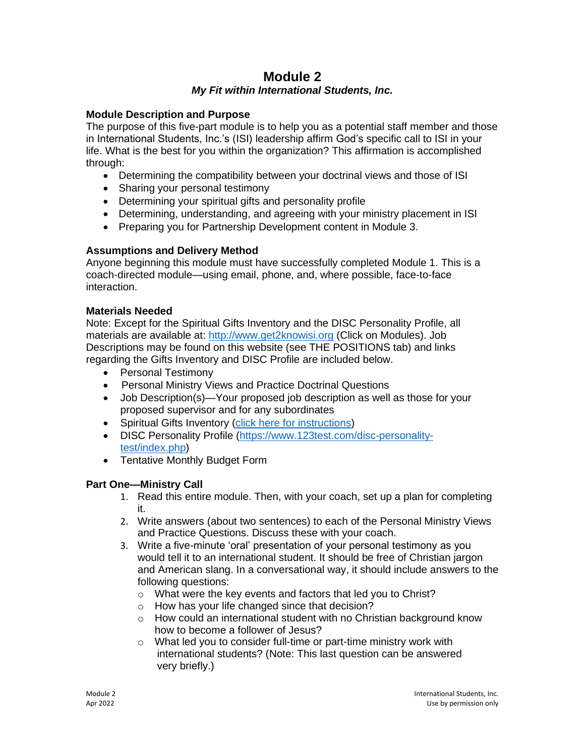# Module 2

***My Fit within International Students, Inc.***

### Module Description and Purpose

The purpose of this five-part module is to help you as a potential staff member and those in International Students, Inc.'s (ISI) leadership affirm God's specific call to ISI in your life. What is the best for you within the organization? This affirmation is accomplished through:

- Determining the compatibility between your doctrinal views and those of ISI
- Sharing your personal testimony
- Determining your spiritual gifts and personality profile
- Determining, understanding, and agreeing with your ministry placement in ISI
- Preparing you for Partnership Development content in Module 3.

### Assumptions and Delivery Method

Anyone beginning this module must have successfully completed Module 1. This is a coach-directed module—using email, phone, and, where possible, face-to-face interaction.

### Materials Needed

Note: Except for the Spiritual Gifts Inventory and the DISC Personality Profile, all materials are available at: [http://www.get2knowisi.org](http://www.get2knowisi.org) (Click on Modules). Job Descriptions may be found on this website (see THE POSITIONS tab) and links regarding the Gifts Inventory and DISC Profile are included below.

- Personal Testimony
- Personal Ministry Views and Practice Doctrinal Questions
- Job Description(s)—Your proposed job description as well as those for your proposed supervisor and for any subordinates
- Spiritual Gifts Inventory (click here for instructions)
- DISC Personality Profile ([https://www.123test.com/disc-personality-test/index.php](https://www.123test.com/disc-personality-test/index.php))
- Tentative Monthly Budget Form

### Part One—Ministry Call

1. Read this entire module. Then, with your coach, set up a plan for completing it.
2. Write answers (about two sentences) to each of the Personal Ministry Views and Practice Questions. Discuss these with your coach.
3. Write a five-minute 'oral' presentation of your personal testimony as you would tell it to an international student. It should be free of Christian jargon and American slang. In a conversational way, it should include answers to the following questions:
   - What were the key events and factors that led you to Christ?
   - How has your life changed since that decision?
   - How could an international student with no Christian background know how to become a follower of Jesus?
   - What led you to consider full-time or part-time ministry work with international students? (Note: This last question can be answered very briefly.)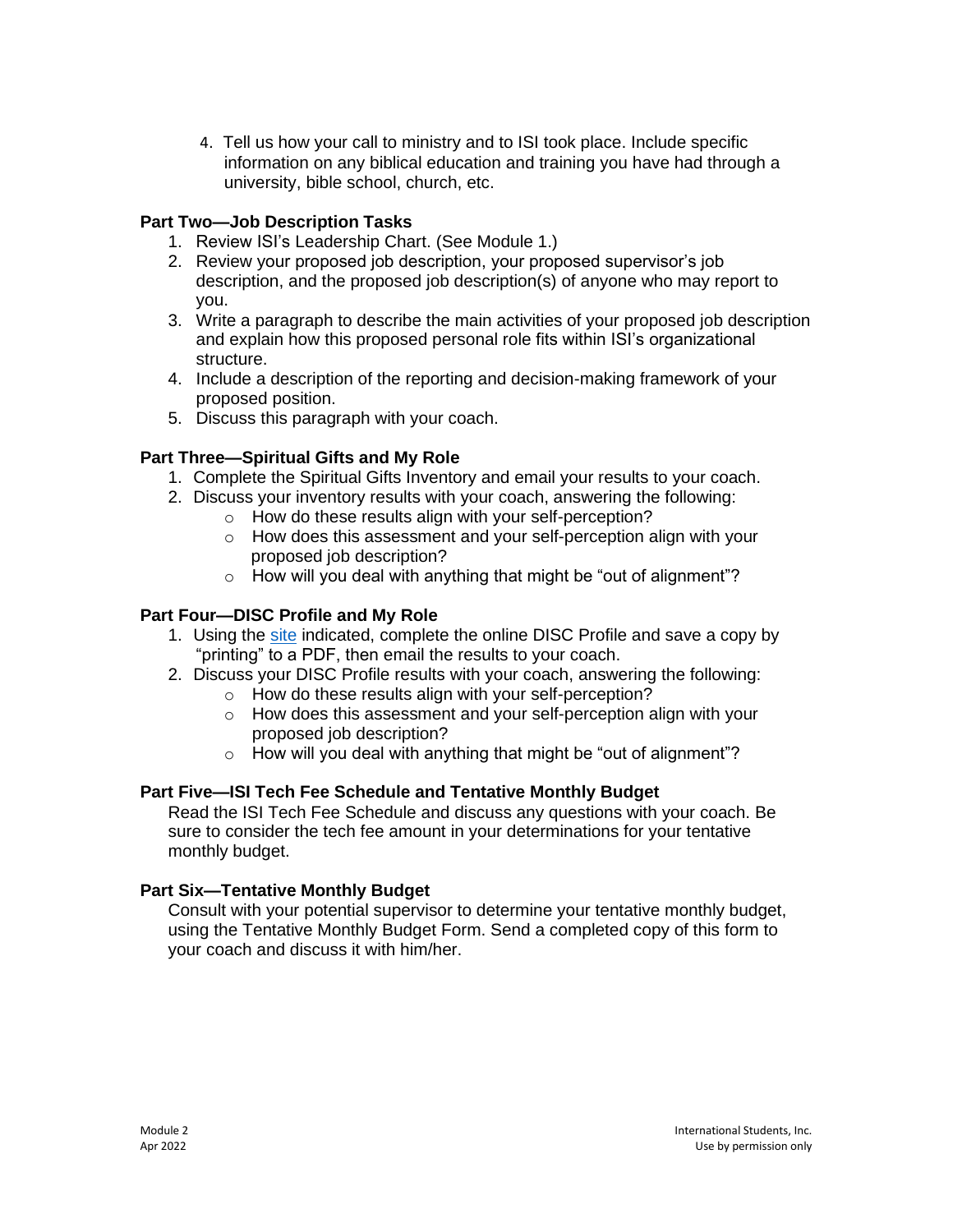4. Tell us how your call to ministry and to ISI took place. Include specific information on any biblical education and training you have had through a university, bible school, church, etc.

**Part Two—Job Description Tasks**

1. Review ISI's Leadership Chart. (See Module 1.)
2. Review your proposed job description, your proposed supervisor's job description, and the proposed job description(s) of anyone who may report to you.
3. Write a paragraph to describe the main activities of your proposed job description and explain how this proposed personal role fits within ISI's organizational structure.
4. Include a description of the reporting and decision-making framework of your proposed position.
5. Discuss this paragraph with your coach.

**Part Three—Spiritual Gifts and My Role**

1. Complete the Spiritual Gifts Inventory and email your results to your coach.
2. Discuss your inventory results with your coach, answering the following:
   - How do these results align with your self-perception?
   - How does this assessment and your self-perception align with your proposed job description?
   - How will you deal with anything that might be "out of alignment"?

**Part Four—DISC Profile and My Role**

1. Using the site indicated, complete the online DISC Profile and save a copy by "printing" to a PDF, then email the results to your coach.
2. Discuss your DISC Profile results with your coach, answering the following:
   - How do these results align with your self-perception?
   - How does this assessment and your self-perception align with your proposed job description?
   - How will you deal with anything that might be "out of alignment"?

**Part Five—ISI Tech Fee Schedule and Tentative Monthly Budget**

Read the ISI Tech Fee Schedule and discuss any questions with your coach. Be sure to consider the tech fee amount in your determinations for your tentative monthly budget.

**Part Six—Tentative Monthly Budget**

Consult with your potential supervisor to determine your tentative monthly budget, using the Tentative Monthly Budget Form. Send a completed copy of this form to your coach and discuss it with him/her.